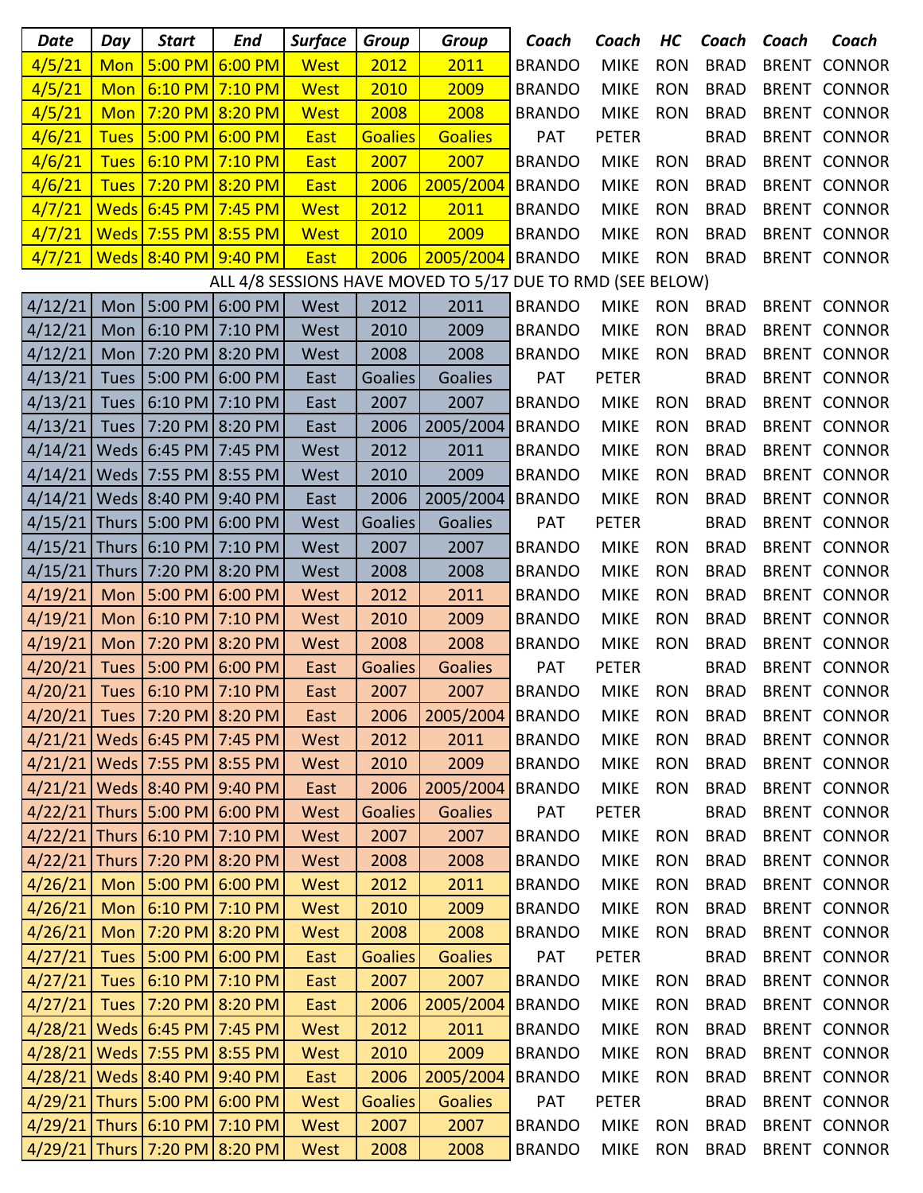| Date | Day | Start | End | Surface | Group | Group | Coach | Coach | HC | Coach | Coach | Coach |
|---|---|---|---|---|---|---|---|---|---|---|---|---|
| 4/5/21 | Mon | 5:00 PM | 6:00 PM | West | 2012 | 2011 | BRANDO | MIKE | RON | BRAD | BRENT | CONNOR |
| 4/5/21 | Mon | 6:10 PM | 7:10 PM | West | 2010 | 2009 | BRANDO | MIKE | RON | BRAD | BRENT | CONNOR |
| 4/5/21 | Mon | 7:20 PM | 8:20 PM | West | 2008 | 2008 | BRANDO | MIKE | RON | BRAD | BRENT | CONNOR |
| 4/6/21 | Tues | 5:00 PM | 6:00 PM | East | Goalies | Goalies | PAT | PETER | | BRAD | BRENT | CONNOR |
| 4/6/21 | Tues | 6:10 PM | 7:10 PM | East | 2007 | 2007 | BRANDO | MIKE | RON | BRAD | BRENT | CONNOR |
| 4/6/21 | Tues | 7:20 PM | 8:20 PM | East | 2006 | 2005/2004 | BRANDO | MIKE | RON | BRAD | BRENT | CONNOR |
| 4/7/21 | Weds | 6:45 PM | 7:45 PM | West | 2012 | 2011 | BRANDO | MIKE | RON | BRAD | BRENT | CONNOR |
| 4/7/21 | Weds | 7:55 PM | 8:55 PM | West | 2010 | 2009 | BRANDO | MIKE | RON | BRAD | BRENT | CONNOR |
| 4/7/21 | Weds | 8:40 PM | 9:40 PM | East | 2006 | 2005/2004 | BRANDO | MIKE | RON | BRAD | BRENT | CONNOR |
| ALL 4/8 SESSIONS HAVE MOVED TO 5/17 DUE TO RMD (SEE BELOW) | | | | | | | | | | | | |
| 4/12/21 | Mon | 5:00 PM | 6:00 PM | West | 2012 | 2011 | BRANDO | MIKE | RON | BRAD | BRENT | CONNOR |
| 4/12/21 | Mon | 6:10 PM | 7:10 PM | West | 2010 | 2009 | BRANDO | MIKE | RON | BRAD | BRENT | CONNOR |
| 4/12/21 | Mon | 7:20 PM | 8:20 PM | West | 2008 | 2008 | BRANDO | MIKE | RON | BRAD | BRENT | CONNOR |
| 4/13/21 | Tues | 5:00 PM | 6:00 PM | East | Goalies | Goalies | PAT | PETER | | BRAD | BRENT | CONNOR |
| 4/13/21 | Tues | 6:10 PM | 7:10 PM | East | 2007 | 2007 | BRANDO | MIKE | RON | BRAD | BRENT | CONNOR |
| 4/13/21 | Tues | 7:20 PM | 8:20 PM | East | 2006 | 2005/2004 | BRANDO | MIKE | RON | BRAD | BRENT | CONNOR |
| 4/14/21 | Weds | 6:45 PM | 7:45 PM | West | 2012 | 2011 | BRANDO | MIKE | RON | BRAD | BRENT | CONNOR |
| 4/14/21 | Weds | 7:55 PM | 8:55 PM | West | 2010 | 2009 | BRANDO | MIKE | RON | BRAD | BRENT | CONNOR |
| 4/14/21 | Weds | 8:40 PM | 9:40 PM | East | 2006 | 2005/2004 | BRANDO | MIKE | RON | BRAD | BRENT | CONNOR |
| 4/15/21 | Thurs | 5:00 PM | 6:00 PM | West | Goalies | Goalies | PAT | PETER | | BRAD | BRENT | CONNOR |
| 4/15/21 | Thurs | 6:10 PM | 7:10 PM | West | 2007 | 2007 | BRANDO | MIKE | RON | BRAD | BRENT | CONNOR |
| 4/15/21 | Thurs | 7:20 PM | 8:20 PM | West | 2008 | 2008 | BRANDO | MIKE | RON | BRAD | BRENT | CONNOR |
| 4/19/21 | Mon | 5:00 PM | 6:00 PM | West | 2012 | 2011 | BRANDO | MIKE | RON | BRAD | BRENT | CONNOR |
| 4/19/21 | Mon | 6:10 PM | 7:10 PM | West | 2010 | 2009 | BRANDO | MIKE | RON | BRAD | BRENT | CONNOR |
| 4/19/21 | Mon | 7:20 PM | 8:20 PM | West | 2008 | 2008 | BRANDO | MIKE | RON | BRAD | BRENT | CONNOR |
| 4/20/21 | Tues | 5:00 PM | 6:00 PM | East | Goalies | Goalies | PAT | PETER | | BRAD | BRENT | CONNOR |
| 4/20/21 | Tues | 6:10 PM | 7:10 PM | East | 2007 | 2007 | BRANDO | MIKE | RON | BRAD | BRENT | CONNOR |
| 4/20/21 | Tues | 7:20 PM | 8:20 PM | East | 2006 | 2005/2004 | BRANDO | MIKE | RON | BRAD | BRENT | CONNOR |
| 4/21/21 | Weds | 6:45 PM | 7:45 PM | West | 2012 | 2011 | BRANDO | MIKE | RON | BRAD | BRENT | CONNOR |
| 4/21/21 | Weds | 7:55 PM | 8:55 PM | West | 2010 | 2009 | BRANDO | MIKE | RON | BRAD | BRENT | CONNOR |
| 4/21/21 | Weds | 8:40 PM | 9:40 PM | East | 2006 | 2005/2004 | BRANDO | MIKE | RON | BRAD | BRENT | CONNOR |
| 4/22/21 | Thurs | 5:00 PM | 6:00 PM | West | Goalies | Goalies | PAT | PETER | | BRAD | BRENT | CONNOR |
| 4/22/21 | Thurs | 6:10 PM | 7:10 PM | West | 2007 | 2007 | BRANDO | MIKE | RON | BRAD | BRENT | CONNOR |
| 4/22/21 | Thurs | 7:20 PM | 8:20 PM | West | 2008 | 2008 | BRANDO | MIKE | RON | BRAD | BRENT | CONNOR |
| 4/26/21 | Mon | 5:00 PM | 6:00 PM | West | 2012 | 2011 | BRANDO | MIKE | RON | BRAD | BRENT | CONNOR |
| 4/26/21 | Mon | 6:10 PM | 7:10 PM | West | 2010 | 2009 | BRANDO | MIKE | RON | BRAD | BRENT | CONNOR |
| 4/26/21 | Mon | 7:20 PM | 8:20 PM | West | 2008 | 2008 | BRANDO | MIKE | RON | BRAD | BRENT | CONNOR |
| 4/27/21 | Tues | 5:00 PM | 6:00 PM | East | Goalies | Goalies | PAT | PETER | | BRAD | BRENT | CONNOR |
| 4/27/21 | Tues | 6:10 PM | 7:10 PM | East | 2007 | 2007 | BRANDO | MIKE | RON | BRAD | BRENT | CONNOR |
| 4/27/21 | Tues | 7:20 PM | 8:20 PM | East | 2006 | 2005/2004 | BRANDO | MIKE | RON | BRAD | BRENT | CONNOR |
| 4/28/21 | Weds | 6:45 PM | 7:45 PM | West | 2012 | 2011 | BRANDO | MIKE | RON | BRAD | BRENT | CONNOR |
| 4/28/21 | Weds | 7:55 PM | 8:55 PM | West | 2010 | 2009 | BRANDO | MIKE | RON | BRAD | BRENT | CONNOR |
| 4/28/21 | Weds | 8:40 PM | 9:40 PM | East | 2006 | 2005/2004 | BRANDO | MIKE | RON | BRAD | BRENT | CONNOR |
| 4/29/21 | Thurs | 5:00 PM | 6:00 PM | West | Goalies | Goalies | PAT | PETER | | BRAD | BRENT | CONNOR |
| 4/29/21 | Thurs | 6:10 PM | 7:10 PM | West | 2007 | 2007 | BRANDO | MIKE | RON | BRAD | BRENT | CONNOR |
| 4/29/21 | Thurs | 7:20 PM | 8:20 PM | West | 2008 | 2008 | BRANDO | MIKE | RON | BRAD | BRENT | CONNOR |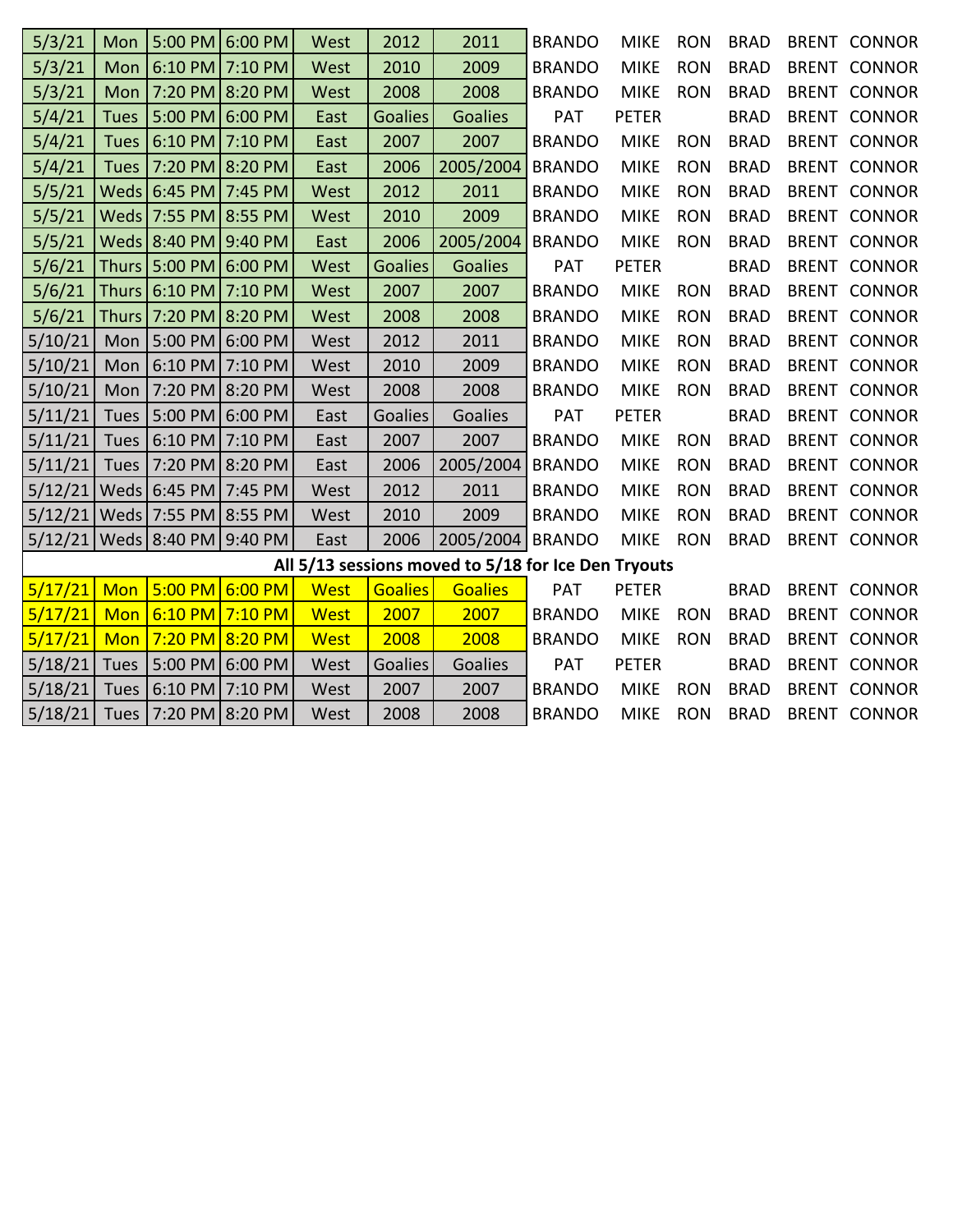| | | | | | | | | | | | | |
|---|---|---|---|---|---|---|---|---|---|---|---|---|
| 5/3/21 | Mon | 5:00 PM | 6:00 PM | West | 2012 | 2011 | BRANDO | MIKE | RON | BRAD | BRENT | CONNOR |
| 5/3/21 | Mon | 6:10 PM | 7:10 PM | West | 2010 | 2009 | BRANDO | MIKE | RON | BRAD | BRENT | CONNOR |
| 5/3/21 | Mon | 7:20 PM | 8:20 PM | West | 2008 | 2008 | BRANDO | MIKE | RON | BRAD | BRENT | CONNOR |
| 5/4/21 | Tues | 5:00 PM | 6:00 PM | East | Goalies | Goalies | PAT | PETER | | BRAD | BRENT | CONNOR |
| 5/4/21 | Tues | 6:10 PM | 7:10 PM | East | 2007 | 2007 | BRANDO | MIKE | RON | BRAD | BRENT | CONNOR |
| 5/4/21 | Tues | 7:20 PM | 8:20 PM | East | 2006 | 2005/2004 | BRANDO | MIKE | RON | BRAD | BRENT | CONNOR |
| 5/5/21 | Weds | 6:45 PM | 7:45 PM | West | 2012 | 2011 | BRANDO | MIKE | RON | BRAD | BRENT | CONNOR |
| 5/5/21 | Weds | 7:55 PM | 8:55 PM | West | 2010 | 2009 | BRANDO | MIKE | RON | BRAD | BRENT | CONNOR |
| 5/5/21 | Weds | 8:40 PM | 9:40 PM | East | 2006 | 2005/2004 | BRANDO | MIKE | RON | BRAD | BRENT | CONNOR |
| 5/6/21 | Thurs | 5:00 PM | 6:00 PM | West | Goalies | Goalies | PAT | PETER | | BRAD | BRENT | CONNOR |
| 5/6/21 | Thurs | 6:10 PM | 7:10 PM | West | 2007 | 2007 | BRANDO | MIKE | RON | BRAD | BRENT | CONNOR |
| 5/6/21 | Thurs | 7:20 PM | 8:20 PM | West | 2008 | 2008 | BRANDO | MIKE | RON | BRAD | BRENT | CONNOR |
| 5/10/21 | Mon | 5:00 PM | 6:00 PM | West | 2012 | 2011 | BRANDO | MIKE | RON | BRAD | BRENT | CONNOR |
| 5/10/21 | Mon | 6:10 PM | 7:10 PM | West | 2010 | 2009 | BRANDO | MIKE | RON | BRAD | BRENT | CONNOR |
| 5/10/21 | Mon | 7:20 PM | 8:20 PM | West | 2008 | 2008 | BRANDO | MIKE | RON | BRAD | BRENT | CONNOR |
| 5/11/21 | Tues | 5:00 PM | 6:00 PM | East | Goalies | Goalies | PAT | PETER | | BRAD | BRENT | CONNOR |
| 5/11/21 | Tues | 6:10 PM | 7:10 PM | East | 2007 | 2007 | BRANDO | MIKE | RON | BRAD | BRENT | CONNOR |
| 5/11/21 | Tues | 7:20 PM | 8:20 PM | East | 2006 | 2005/2004 | BRANDO | MIKE | RON | BRAD | BRENT | CONNOR |
| 5/12/21 | Weds | 6:45 PM | 7:45 PM | West | 2012 | 2011 | BRANDO | MIKE | RON | BRAD | BRENT | CONNOR |
| 5/12/21 | Weds | 7:55 PM | 8:55 PM | West | 2010 | 2009 | BRANDO | MIKE | RON | BRAD | BRENT | CONNOR |
| 5/12/21 | Weds | 8:40 PM | 9:40 PM | East | 2006 | 2005/2004 | BRANDO | MIKE | RON | BRAD | BRENT | CONNOR |
| **All 5/13 sessions moved to 5/18 for Ice Den Tryouts** | | | | | | | | | | | | |
| 5/17/21 | Mon | 5:00 PM | 6:00 PM | West | Goalies | Goalies | PAT | PETER | | BRAD | BRENT | CONNOR |
| 5/17/21 | Mon | 6:10 PM | 7:10 PM | West | 2007 | 2007 | BRANDO | MIKE | RON | BRAD | BRENT | CONNOR |
| 5/17/21 | Mon | 7:20 PM | 8:20 PM | West | 2008 | 2008 | BRANDO | MIKE | RON | BRAD | BRENT | CONNOR |
| 5/18/21 | Tues | 5:00 PM | 6:00 PM | West | Goalies | Goalies | PAT | PETER | | BRAD | BRENT | CONNOR |
| 5/18/21 | Tues | 6:10 PM | 7:10 PM | West | 2007 | 2007 | BRANDO | MIKE | RON | BRAD | BRENT | CONNOR |
| 5/18/21 | Tues | 7:20 PM | 8:20 PM | West | 2008 | 2008 | BRANDO | MIKE | RON | BRAD | BRENT | CONNOR |